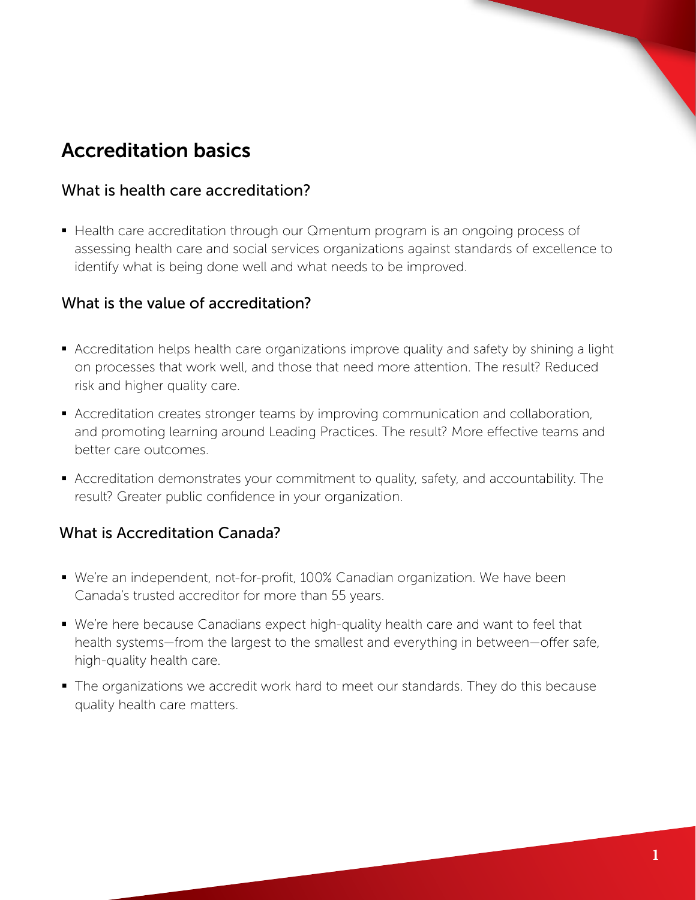# Accreditation basics

## What is health care accreditation?

- Health care accreditation through our Qmentum program is an ongoing process of assessing health care and social services organizations against standards of excellence to identify what is being done well and what needs to be improved.

## What is the value of accreditation?

- Accreditation helps health care organizations improve quality and safety by shining a light on processes that work well, and those that need more attention. The result? Reduced risk and higher quality care.
- Accreditation creates stronger teams by improving communication and collaboration, and promoting learning around Leading Practices. The result? More effective teams and better care outcomes.
- Accreditation demonstrates your commitment to quality, safety, and accountability. The result? Greater public confidence in your organization.

## What is Accreditation Canada?

- We're an independent, not-for-profit, 100% Canadian organization. We have been Canada's trusted accreditor for more than 55 years.
- We're here because Canadians expect high-quality health care and want to feel that health systems—from the largest to the smallest and everything in between—offer safe, high-quality health care.
- The organizations we accredit work hard to meet our standards. They do this because quality health care matters.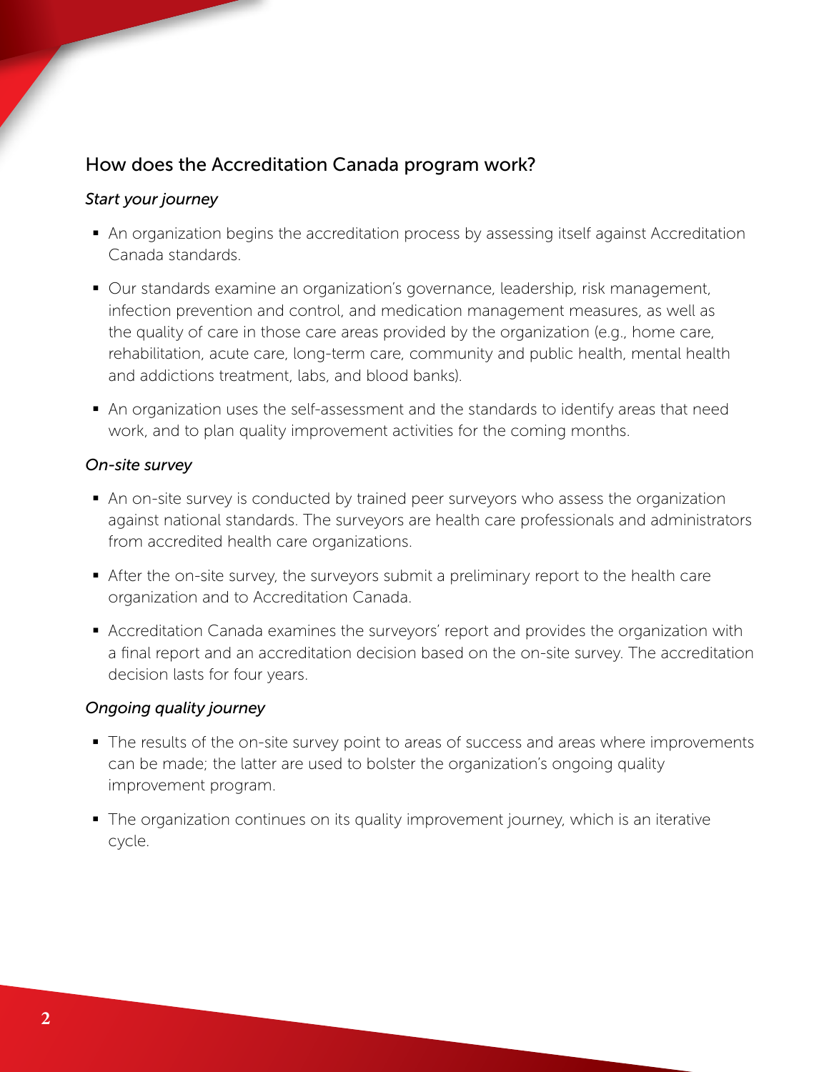## How does the Accreditation Canada program work?

*Start your journey*

- An organization begins the accreditation process by assessing itself against Accreditation Canada standards.
- Our standards examine an organization's governance, leadership, risk management, infection prevention and control, and medication management measures, as well as the quality of care in those care areas provided by the organization (e.g., home care, rehabilitation, acute care, long-term care, community and public health, mental health and addictions treatment, labs, and blood banks).
- An organization uses the self-assessment and the standards to identify areas that need work, and to plan quality improvement activities for the coming months.

*On-site survey*

- An on-site survey is conducted by trained peer surveyors who assess the organization against national standards. The surveyors are health care professionals and administrators from accredited health care organizations.
- After the on-site survey, the surveyors submit a preliminary report to the health care organization and to Accreditation Canada.
- Accreditation Canada examines the surveyors' report and provides the organization with a final report and an accreditation decision based on the on-site survey. The accreditation decision lasts for four years.

*Ongoing quality journey*

- The results of the on-site survey point to areas of success and areas where improvements can be made; the latter are used to bolster the organization's ongoing quality improvement program.
- The organization continues on its quality improvement journey, which is an iterative cycle.